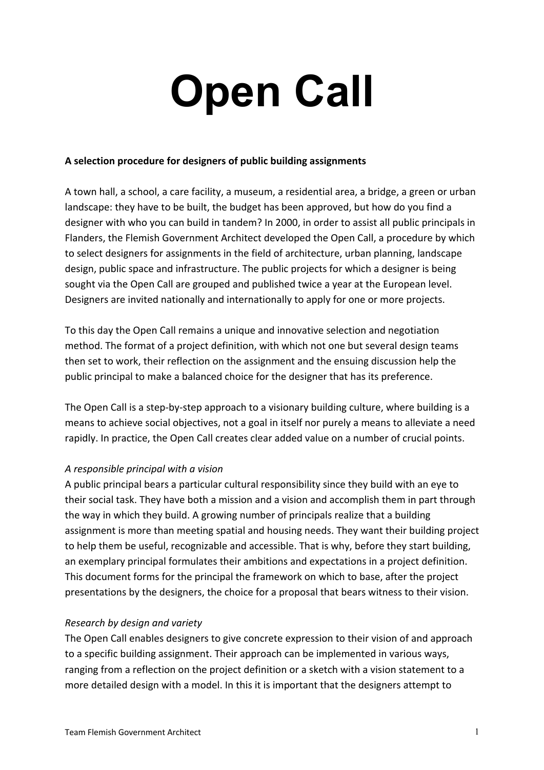# Open Call

**A selection procedure for designers of public building assignments**

A town hall, a school, a care facility, a museum, a residential area, a bridge, a green or urban landscape: they have to be built, the budget has been approved, but how do you find a designer with who you can build in tandem? In 2000, in order to assist all public principals in Flanders, the Flemish Government Architect developed the Open Call, a procedure by which to select designers for assignments in the field of architecture, urban planning, landscape design, public space and infrastructure. The public projects for which a designer is being sought via the Open Call are grouped and published twice a year at the European level. Designers are invited nationally and internationally to apply for one or more projects.

To this day the Open Call remains a unique and innovative selection and negotiation method. The format of a project definition, with which not one but several design teams then set to work, their reflection on the assignment and the ensuing discussion help the public principal to make a balanced choice for the designer that has its preference.

The Open Call is a step-by-step approach to a visionary building culture, where building is a means to achieve social objectives, not a goal in itself nor purely a means to alleviate a need rapidly. In practice, the Open Call creates clear added value on a number of crucial points.

*A responsible principal with a vision*

A public principal bears a particular cultural responsibility since they build with an eye to their social task. They have both a mission and a vision and accomplish them in part through the way in which they build. A growing number of principals realize that a building assignment is more than meeting spatial and housing needs. They want their building project to help them be useful, recognizable and accessible. That is why, before they start building, an exemplary principal formulates their ambitions and expectations in a project definition. This document forms for the principal the framework on which to base, after the project presentations by the designers, the choice for a proposal that bears witness to their vision.

*Research by design and variety*

The Open Call enables designers to give concrete expression to their vision of and approach to a specific building assignment. Their approach can be implemented in various ways, ranging from a reflection on the project definition or a sketch with a vision statement to a more detailed design with a model. In this it is important that the designers attempt to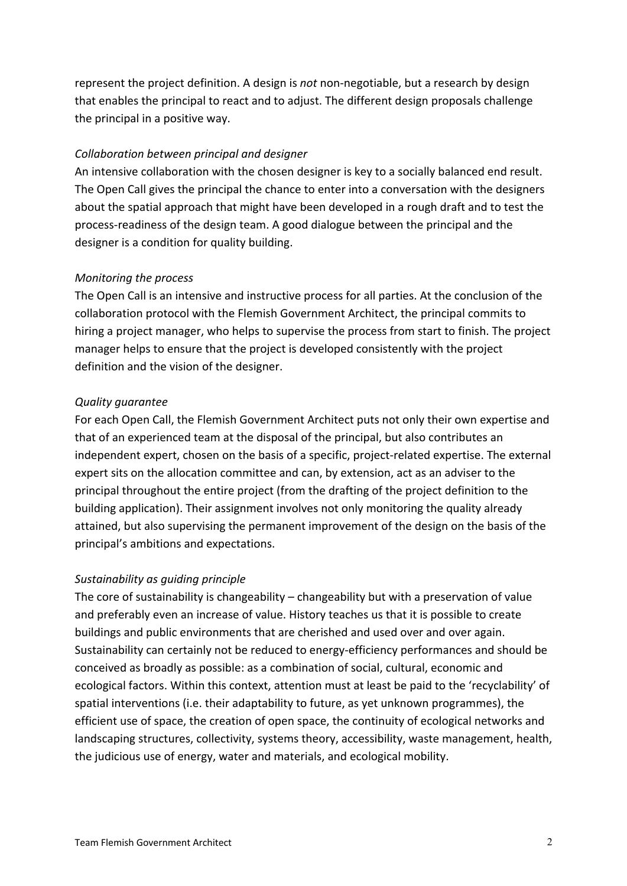represent the project definition. A design is *not* non-negotiable, but a research by design that enables the principal to react and to adjust. The different design proposals challenge the principal in a positive way.

*Collaboration between principal and designer*

An intensive collaboration with the chosen designer is key to a socially balanced end result. The Open Call gives the principal the chance to enter into a conversation with the designers about the spatial approach that might have been developed in a rough draft and to test the process-readiness of the design team. A good dialogue between the principal and the designer is a condition for quality building.

*Monitoring the process*

The Open Call is an intensive and instructive process for all parties. At the conclusion of the collaboration protocol with the Flemish Government Architect, the principal commits to hiring a project manager, who helps to supervise the process from start to finish. The project manager helps to ensure that the project is developed consistently with the project definition and the vision of the designer.

*Quality guarantee*

For each Open Call, the Flemish Government Architect puts not only their own expertise and that of an experienced team at the disposal of the principal, but also contributes an independent expert, chosen on the basis of a specific, project-related expertise. The external expert sits on the allocation committee and can, by extension, act as an adviser to the principal throughout the entire project (from the drafting of the project definition to the building application). Their assignment involves not only monitoring the quality already attained, but also supervising the permanent improvement of the design on the basis of the principal's ambitions and expectations.

*Sustainability as guiding principle*

The core of sustainability is changeability – changeability but with a preservation of value and preferably even an increase of value. History teaches us that it is possible to create buildings and public environments that are cherished and used over and over again. Sustainability can certainly not be reduced to energy-efficiency performances and should be conceived as broadly as possible: as a combination of social, cultural, economic and ecological factors. Within this context, attention must at least be paid to the 'recyclability' of spatial interventions (i.e. their adaptability to future, as yet unknown programmes), the efficient use of space, the creation of open space, the continuity of ecological networks and landscaping structures, collectivity, systems theory, accessibility, waste management, health, the judicious use of energy, water and materials, and ecological mobility.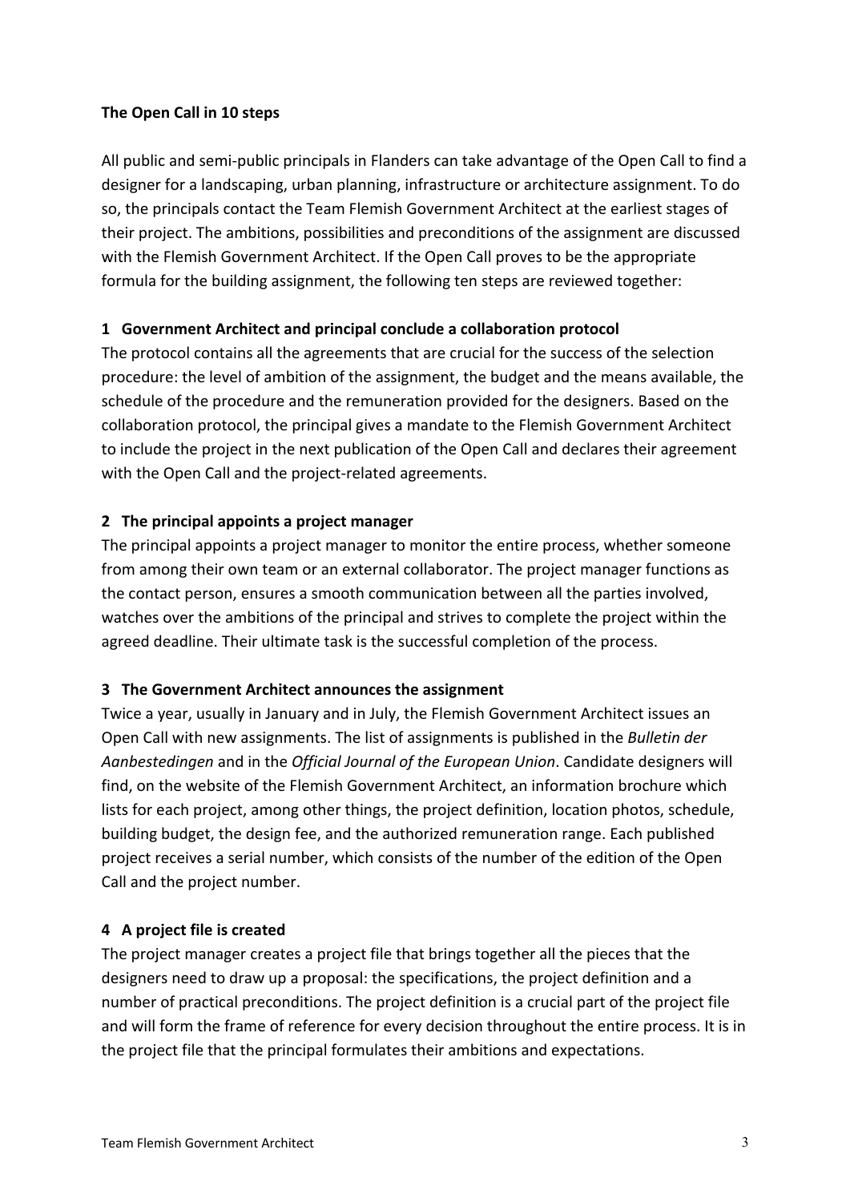**The Open Call in 10 steps**

All public and semi-public principals in Flanders can take advantage of the Open Call to find a designer for a landscaping, urban planning, infrastructure or architecture assignment. To do so, the principals contact the Team Flemish Government Architect at the earliest stages of their project. The ambitions, possibilities and preconditions of the assignment are discussed with the Flemish Government Architect. If the Open Call proves to be the appropriate formula for the building assignment, the following ten steps are reviewed together:

**1 Government Architect and principal conclude a collaboration protocol**

The protocol contains all the agreements that are crucial for the success of the selection procedure: the level of ambition of the assignment, the budget and the means available, the schedule of the procedure and the remuneration provided for the designers. Based on the collaboration protocol, the principal gives a mandate to the Flemish Government Architect to include the project in the next publication of the Open Call and declares their agreement with the Open Call and the project-related agreements.

**2 The principal appoints a project manager**

The principal appoints a project manager to monitor the entire process, whether someone from among their own team or an external collaborator. The project manager functions as the contact person, ensures a smooth communication between all the parties involved, watches over the ambitions of the principal and strives to complete the project within the agreed deadline. Their ultimate task is the successful completion of the process.

**3 The Government Architect announces the assignment**

Twice a year, usually in January and in July, the Flemish Government Architect issues an Open Call with new assignments. The list of assignments is published in the *Bulletin der Aanbestedingen* and in the *Official Journal of the European Union*. Candidate designers will find, on the website of the Flemish Government Architect, an information brochure which lists for each project, among other things, the project definition, location photos, schedule, building budget, the design fee, and the authorized remuneration range. Each published project receives a serial number, which consists of the number of the edition of the Open Call and the project number.

**4 A project file is created**

The project manager creates a project file that brings together all the pieces that the designers need to draw up a proposal: the specifications, the project definition and a number of practical preconditions. The project definition is a crucial part of the project file and will form the frame of reference for every decision throughout the entire process. It is in the project file that the principal formulates their ambitions and expectations.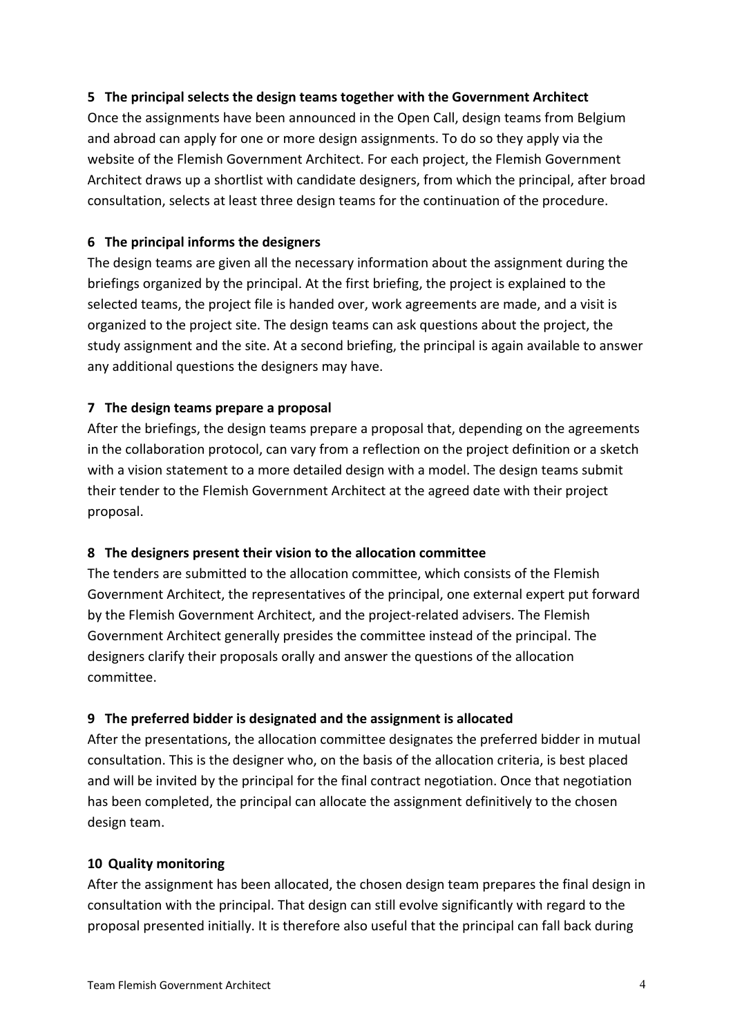**5 The principal selects the design teams together with the Government Architect**
Once the assignments have been announced in the Open Call, design teams from Belgium and abroad can apply for one or more design assignments. To do so they apply via the website of the Flemish Government Architect. For each project, the Flemish Government Architect draws up a shortlist with candidate designers, from which the principal, after broad consultation, selects at least three design teams for the continuation of the procedure.

**6 The principal informs the designers**
The design teams are given all the necessary information about the assignment during the briefings organized by the principal. At the first briefing, the project is explained to the selected teams, the project file is handed over, work agreements are made, and a visit is organized to the project site. The design teams can ask questions about the project, the study assignment and the site. At a second briefing, the principal is again available to answer any additional questions the designers may have.

**7 The design teams prepare a proposal**
After the briefings, the design teams prepare a proposal that, depending on the agreements in the collaboration protocol, can vary from a reflection on the project definition or a sketch with a vision statement to a more detailed design with a model. The design teams submit their tender to the Flemish Government Architect at the agreed date with their project proposal.

**8 The designers present their vision to the allocation committee**
The tenders are submitted to the allocation committee, which consists of the Flemish Government Architect, the representatives of the principal, one external expert put forward by the Flemish Government Architect, and the project-related advisers. The Flemish Government Architect generally presides the committee instead of the principal. The designers clarify their proposals orally and answer the questions of the allocation committee.

**9 The preferred bidder is designated and the assignment is allocated**
After the presentations, the allocation committee designates the preferred bidder in mutual consultation. This is the designer who, on the basis of the allocation criteria, is best placed and will be invited by the principal for the final contract negotiation. Once that negotiation has been completed, the principal can allocate the assignment definitively to the chosen design team.

**10 Quality monitoring**
After the assignment has been allocated, the chosen design team prepares the final design in consultation with the principal. That design can still evolve significantly with regard to the proposal presented initially. It is therefore also useful that the principal can fall back during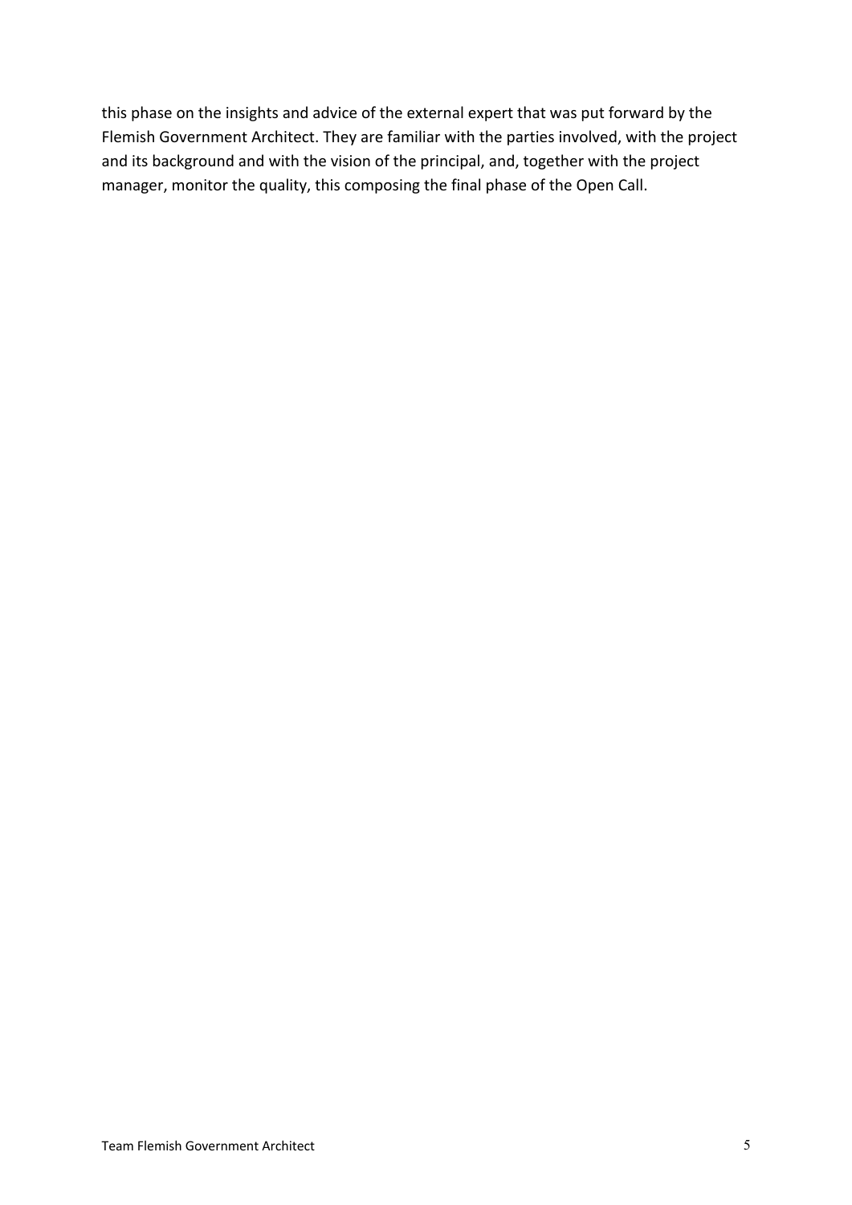this phase on the insights and advice of the external expert that was put forward by the Flemish Government Architect. They are familiar with the parties involved, with the project and its background and with the vision of the principal, and, together with the project manager, monitor the quality, this composing the final phase of the Open Call.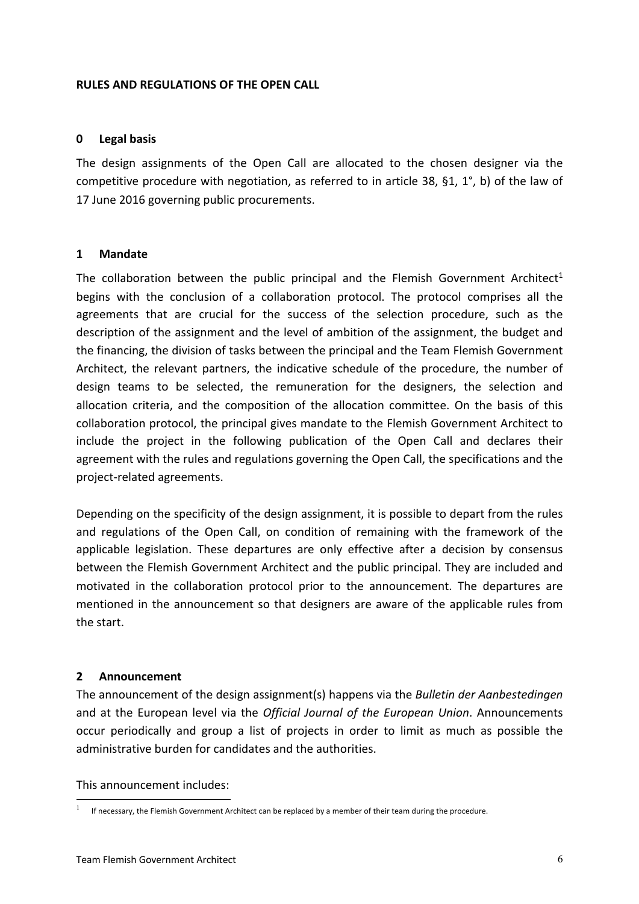**RULES AND REGULATIONS OF THE OPEN CALL**

## 0 Legal basis

The design assignments of the Open Call are allocated to the chosen designer via the competitive procedure with negotiation, as referred to in article 38, §1, 1°, b) of the law of 17 June 2016 governing public procurements.

## 1 Mandate

The collaboration between the public principal and the Flemish Government Architect[1] begins with the conclusion of a collaboration protocol. The protocol comprises all the agreements that are crucial for the success of the selection procedure, such as the description of the assignment and the level of ambition of the assignment, the budget and the financing, the division of tasks between the principal and the Team Flemish Government Architect, the relevant partners, the indicative schedule of the procedure, the number of design teams to be selected, the remuneration for the designers, the selection and allocation criteria, and the composition of the allocation committee. On the basis of this collaboration protocol, the principal gives mandate to the Flemish Government Architect to include the project in the following publication of the Open Call and declares their agreement with the rules and regulations governing the Open Call, the specifications and the project-related agreements.

Depending on the specificity of the design assignment, it is possible to depart from the rules and regulations of the Open Call, on condition of remaining with the framework of the applicable legislation. These departures are only effective after a decision by consensus between the Flemish Government Architect and the public principal. They are included and motivated in the collaboration protocol prior to the announcement. The departures are mentioned in the announcement so that designers are aware of the applicable rules from the start.

## 2 Announcement

The announcement of the design assignment(s) happens via the *Bulletin der Aanbestedingen* and at the European level via the *Official Journal of the European Union*. Announcements occur periodically and group a list of projects in order to limit as much as possible the administrative burden for candidates and the authorities.

This announcement includes:

[1] If necessary, the Flemish Government Architect can be replaced by a member of their team during the procedure.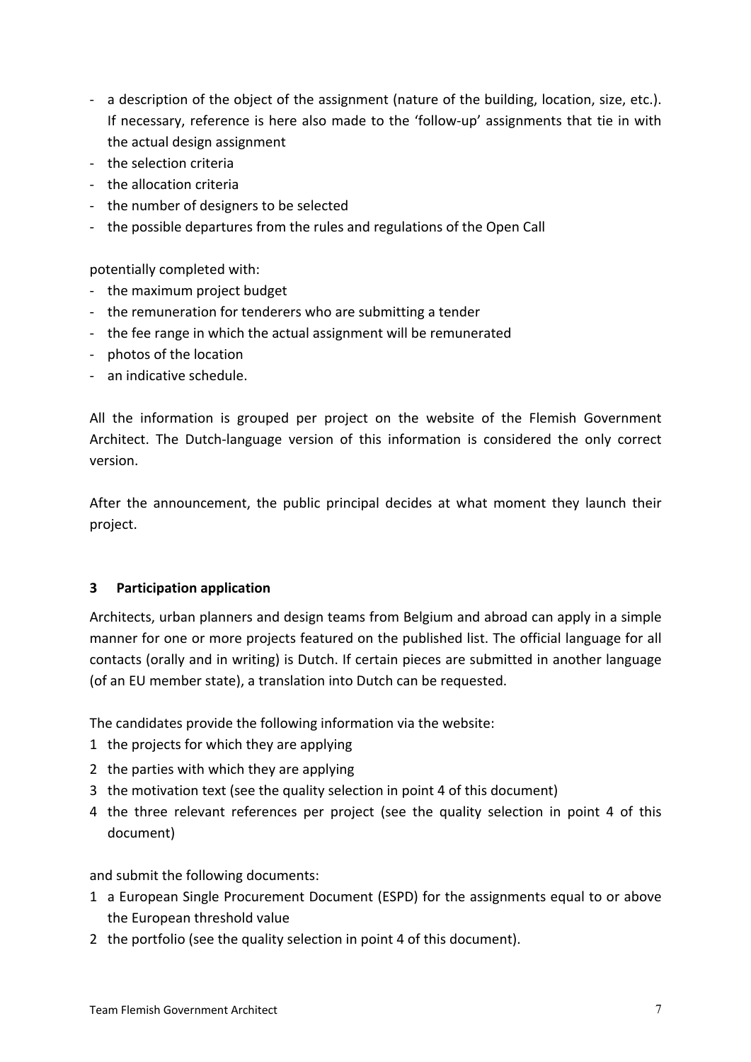- a description of the object of the assignment (nature of the building, location, size, etc.). If necessary, reference is here also made to the 'follow-up' assignments that tie in with the actual design assignment
- the selection criteria
- the allocation criteria
- the number of designers to be selected
- the possible departures from the rules and regulations of the Open Call

potentially completed with:

- the maximum project budget
- the remuneration for tenderers who are submitting a tender
- the fee range in which the actual assignment will be remunerated
- photos of the location
- an indicative schedule.

All the information is grouped per project on the website of the Flemish Government Architect. The Dutch-language version of this information is considered the only correct version.

After the announcement, the public principal decides at what moment they launch their project.

## 3 Participation application

Architects, urban planners and design teams from Belgium and abroad can apply in a simple manner for one or more projects featured on the published list. The official language for all contacts (orally and in writing) is Dutch. If certain pieces are submitted in another language (of an EU member state), a translation into Dutch can be requested.

The candidates provide the following information via the website:

1. the projects for which they are applying
2. the parties with which they are applying
3. the motivation text (see the quality selection in point 4 of this document)
4. the three relevant references per project (see the quality selection in point 4 of this document)

and submit the following documents:

1. a European Single Procurement Document (ESPD) for the assignments equal to or above the European threshold value
2. the portfolio (see the quality selection in point 4 of this document).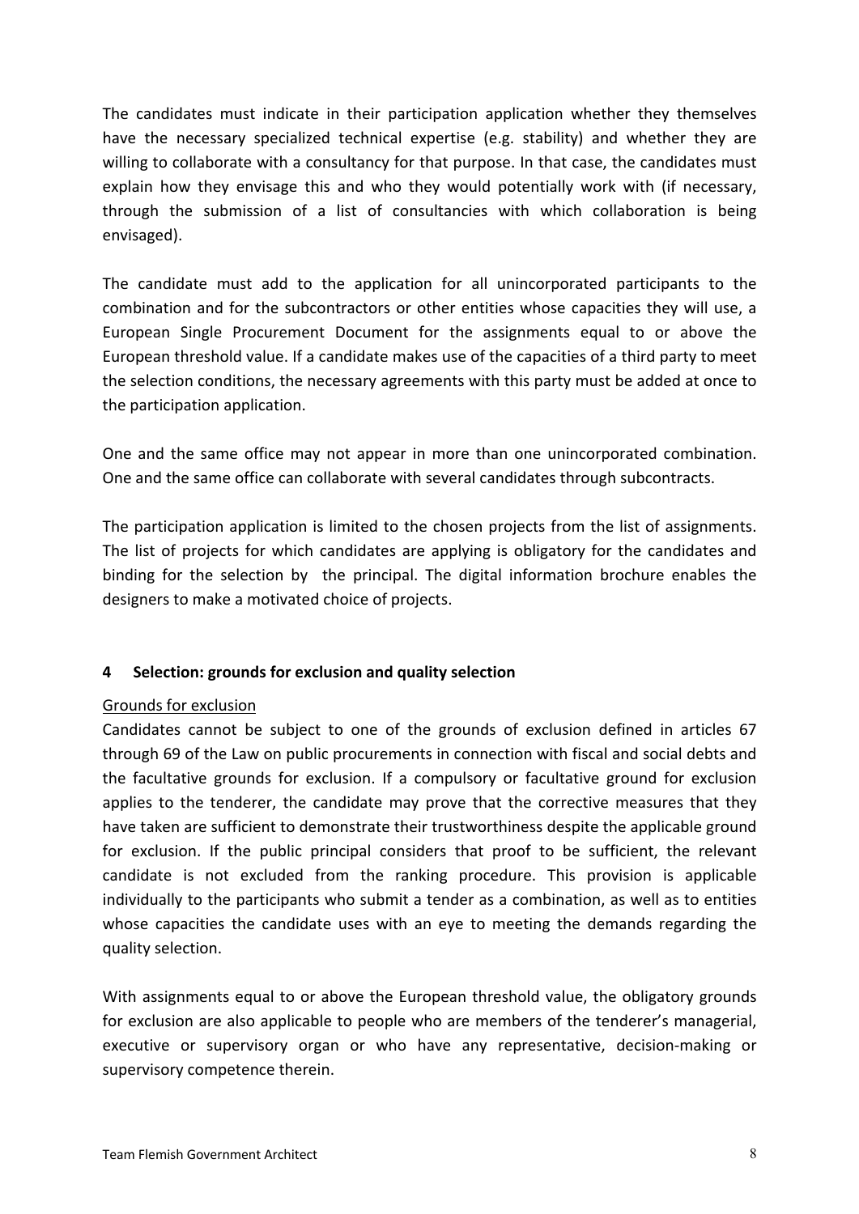The candidates must indicate in their participation application whether they themselves have the necessary specialized technical expertise (e.g. stability) and whether they are willing to collaborate with a consultancy for that purpose. In that case, the candidates must explain how they envisage this and who they would potentially work with (if necessary, through the submission of a list of consultancies with which collaboration is being envisaged).

The candidate must add to the application for all unincorporated participants to the combination and for the subcontractors or other entities whose capacities they will use, a European Single Procurement Document for the assignments equal to or above the European threshold value. If a candidate makes use of the capacities of a third party to meet the selection conditions, the necessary agreements with this party must be added at once to the participation application.

One and the same office may not appear in more than one unincorporated combination. One and the same office can collaborate with several candidates through subcontracts.

The participation application is limited to the chosen projects from the list of assignments. The list of projects for which candidates are applying is obligatory for the candidates and binding for the selection by the principal. The digital information brochure enables the designers to make a motivated choice of projects.

## 4 Selection: grounds for exclusion and quality selection

Grounds for exclusion

Candidates cannot be subject to one of the grounds of exclusion defined in articles 67 through 69 of the Law on public procurements in connection with fiscal and social debts and the facultative grounds for exclusion. If a compulsory or facultative ground for exclusion applies to the tenderer, the candidate may prove that the corrective measures that they have taken are sufficient to demonstrate their trustworthiness despite the applicable ground for exclusion. If the public principal considers that proof to be sufficient, the relevant candidate is not excluded from the ranking procedure. This provision is applicable individually to the participants who submit a tender as a combination, as well as to entities whose capacities the candidate uses with an eye to meeting the demands regarding the quality selection.

With assignments equal to or above the European threshold value, the obligatory grounds for exclusion are also applicable to people who are members of the tenderer's managerial, executive or supervisory organ or who have any representative, decision-making or supervisory competence therein.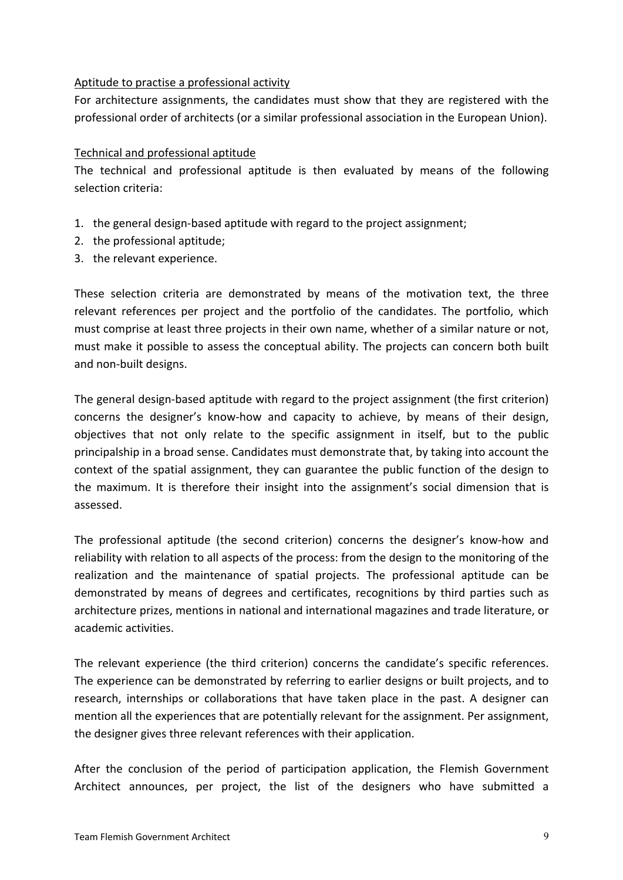Aptitude to practise a professional activity

For architecture assignments, the candidates must show that they are registered with the professional order of architects (or a similar professional association in the European Union).

Technical and professional aptitude

The technical and professional aptitude is then evaluated by means of the following selection criteria:

1. the general design-based aptitude with regard to the project assignment;
2. the professional aptitude;
3. the relevant experience.

These selection criteria are demonstrated by means of the motivation text, the three relevant references per project and the portfolio of the candidates. The portfolio, which must comprise at least three projects in their own name, whether of a similar nature or not, must make it possible to assess the conceptual ability. The projects can concern both built and non-built designs.

The general design-based aptitude with regard to the project assignment (the first criterion) concerns the designer's know-how and capacity to achieve, by means of their design, objectives that not only relate to the specific assignment in itself, but to the public principalship in a broad sense. Candidates must demonstrate that, by taking into account the context of the spatial assignment, they can guarantee the public function of the design to the maximum. It is therefore their insight into the assignment's social dimension that is assessed.

The professional aptitude (the second criterion) concerns the designer's know-how and reliability with relation to all aspects of the process: from the design to the monitoring of the realization and the maintenance of spatial projects. The professional aptitude can be demonstrated by means of degrees and certificates, recognitions by third parties such as architecture prizes, mentions in national and international magazines and trade literature, or academic activities.

The relevant experience (the third criterion) concerns the candidate's specific references. The experience can be demonstrated by referring to earlier designs or built projects, and to research, internships or collaborations that have taken place in the past. A designer can mention all the experiences that are potentially relevant for the assignment. Per assignment, the designer gives three relevant references with their application.

After the conclusion of the period of participation application, the Flemish Government Architect announces, per project, the list of the designers who have submitted a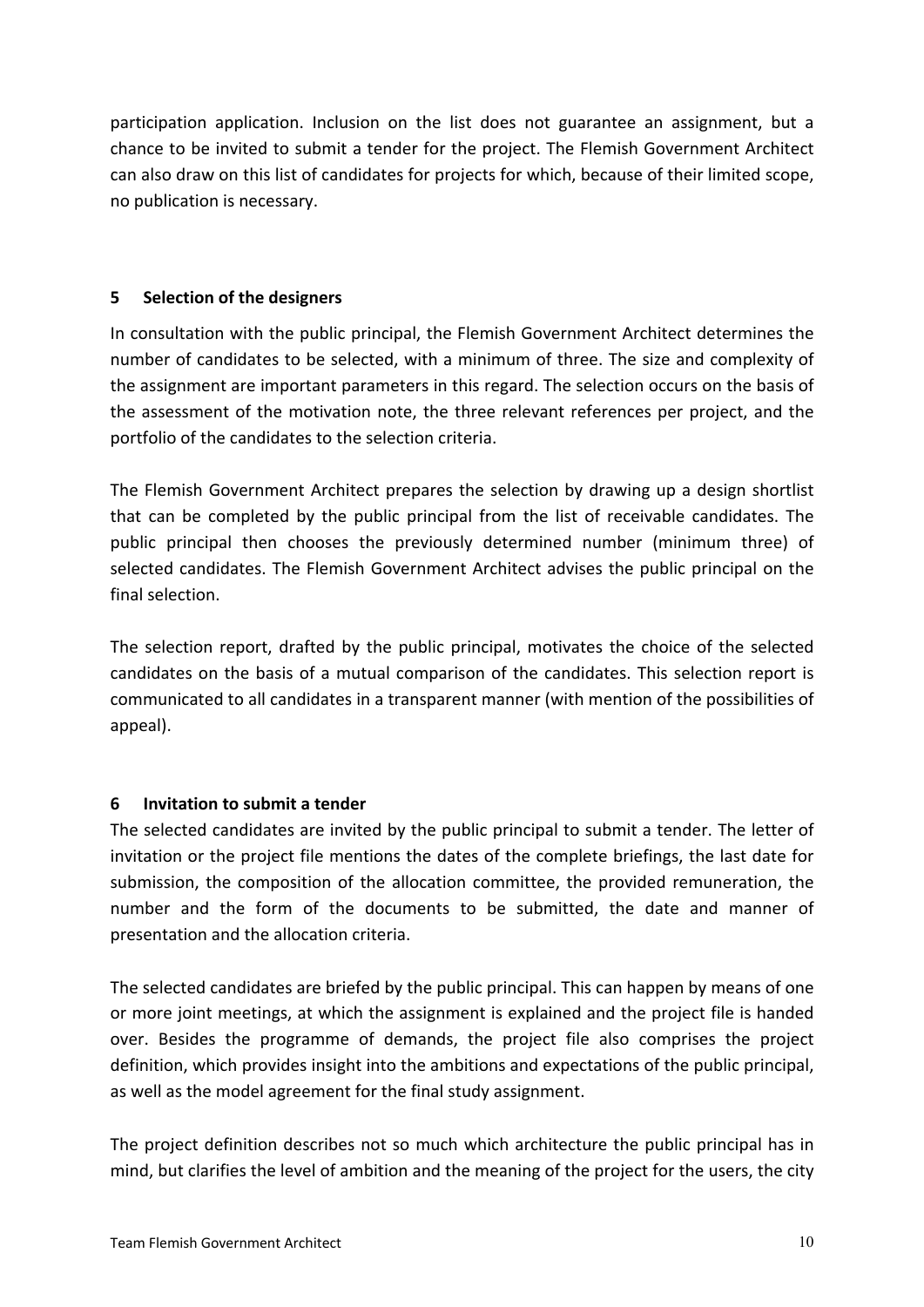participation application. Inclusion on the list does not guarantee an assignment, but a chance to be invited to submit a tender for the project. The Flemish Government Architect can also draw on this list of candidates for projects for which, because of their limited scope, no publication is necessary.

## 5 Selection of the designers

In consultation with the public principal, the Flemish Government Architect determines the number of candidates to be selected, with a minimum of three. The size and complexity of the assignment are important parameters in this regard. The selection occurs on the basis of the assessment of the motivation note, the three relevant references per project, and the portfolio of the candidates to the selection criteria.

The Flemish Government Architect prepares the selection by drawing up a design shortlist that can be completed by the public principal from the list of receivable candidates. The public principal then chooses the previously determined number (minimum three) of selected candidates. The Flemish Government Architect advises the public principal on the final selection.

The selection report, drafted by the public principal, motivates the choice of the selected candidates on the basis of a mutual comparison of the candidates. This selection report is communicated to all candidates in a transparent manner (with mention of the possibilities of appeal).

## 6 Invitation to submit a tender

The selected candidates are invited by the public principal to submit a tender. The letter of invitation or the project file mentions the dates of the complete briefings, the last date for submission, the composition of the allocation committee, the provided remuneration, the number and the form of the documents to be submitted, the date and manner of presentation and the allocation criteria.

The selected candidates are briefed by the public principal. This can happen by means of one or more joint meetings, at which the assignment is explained and the project file is handed over. Besides the programme of demands, the project file also comprises the project definition, which provides insight into the ambitions and expectations of the public principal, as well as the model agreement for the final study assignment.

The project definition describes not so much which architecture the public principal has in mind, but clarifies the level of ambition and the meaning of the project for the users, the city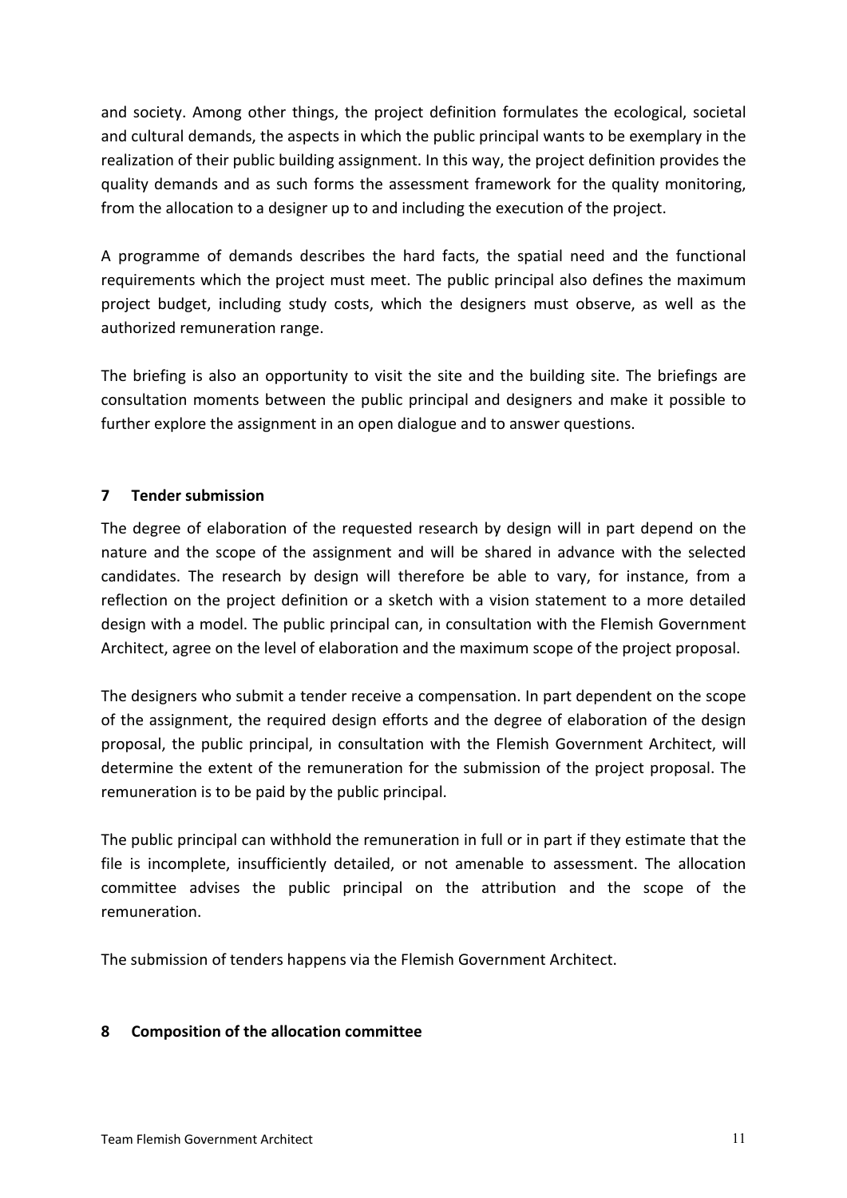and society. Among other things, the project definition formulates the ecological, societal and cultural demands, the aspects in which the public principal wants to be exemplary in the realization of their public building assignment. In this way, the project definition provides the quality demands and as such forms the assessment framework for the quality monitoring, from the allocation to a designer up to and including the execution of the project.

A programme of demands describes the hard facts, the spatial need and the functional requirements which the project must meet. The public principal also defines the maximum project budget, including study costs, which the designers must observe, as well as the authorized remuneration range.

The briefing is also an opportunity to visit the site and the building site. The briefings are consultation moments between the public principal and designers and make it possible to further explore the assignment in an open dialogue and to answer questions.

## 7 Tender submission

The degree of elaboration of the requested research by design will in part depend on the nature and the scope of the assignment and will be shared in advance with the selected candidates. The research by design will therefore be able to vary, for instance, from a reflection on the project definition or a sketch with a vision statement to a more detailed design with a model. The public principal can, in consultation with the Flemish Government Architect, agree on the level of elaboration and the maximum scope of the project proposal.

The designers who submit a tender receive a compensation. In part dependent on the scope of the assignment, the required design efforts and the degree of elaboration of the design proposal, the public principal, in consultation with the Flemish Government Architect, will determine the extent of the remuneration for the submission of the project proposal. The remuneration is to be paid by the public principal.

The public principal can withhold the remuneration in full or in part if they estimate that the file is incomplete, insufficiently detailed, or not amenable to assessment. The allocation committee advises the public principal on the attribution and the scope of the remuneration.

The submission of tenders happens via the Flemish Government Architect.

## 8 Composition of the allocation committee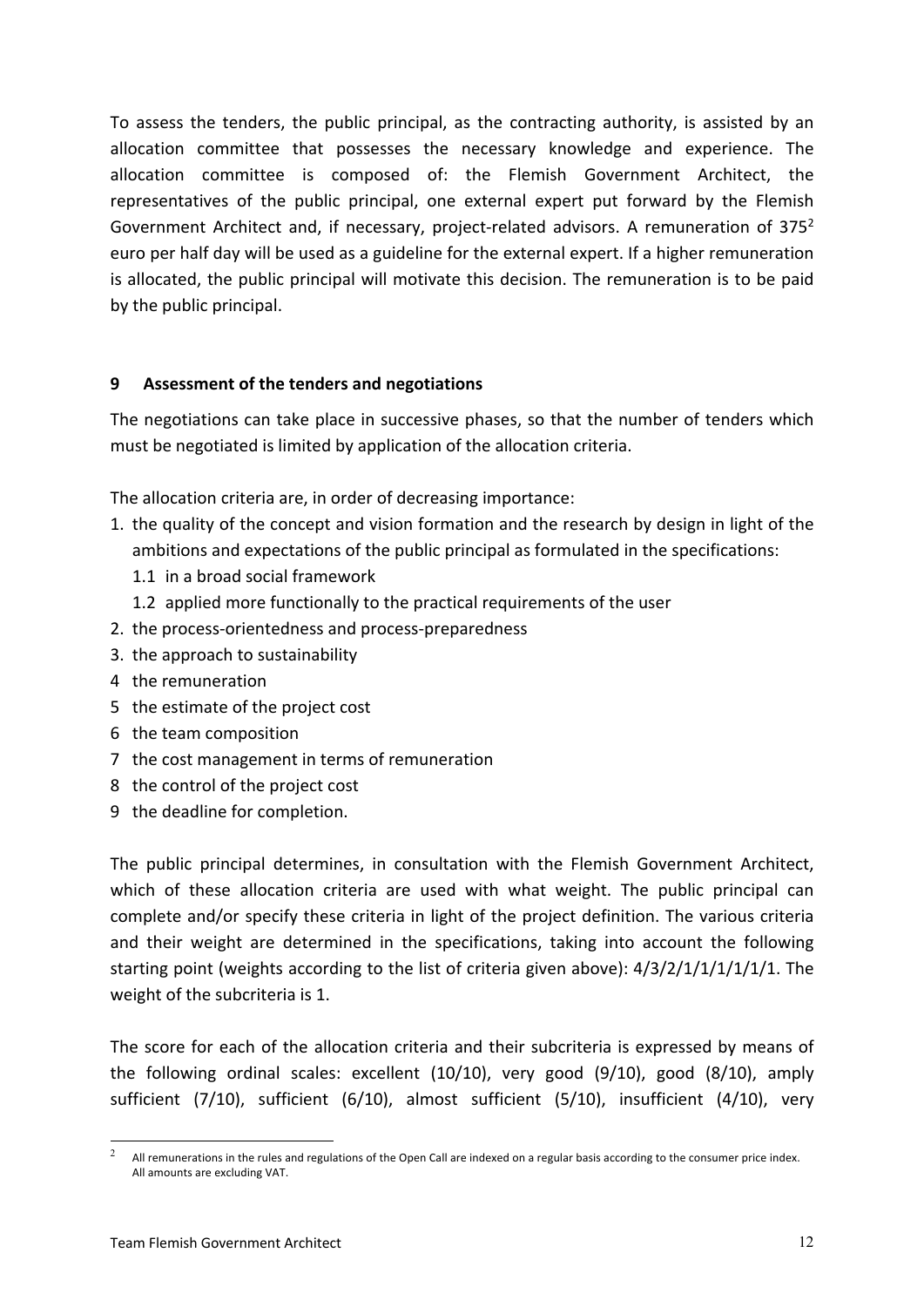To assess the tenders, the public principal, as the contracting authority, is assisted by an allocation committee that possesses the necessary knowledge and experience. The allocation committee is composed of: the Flemish Government Architect, the representatives of the public principal, one external expert put forward by the Flemish Government Architect and, if necessary, project-related advisors. A remuneration of 375[2] euro per half day will be used as a guideline for the external expert. If a higher remuneration is allocated, the public principal will motivate this decision. The remuneration is to be paid by the public principal.

## 9 Assessment of the tenders and negotiations

The negotiations can take place in successive phases, so that the number of tenders which must be negotiated is limited by application of the allocation criteria.

The allocation criteria are, in order of decreasing importance:

1. the quality of the concept and vision formation and the research by design in light of the ambitions and expectations of the public principal as formulated in the specifications:
   1.1 in a broad social framework
   1.2 applied more functionally to the practical requirements of the user
2. the process-orientedness and process-preparedness
3. the approach to sustainability
4 the remuneration
5 the estimate of the project cost
6 the team composition
7 the cost management in terms of remuneration
8 the control of the project cost
9 the deadline for completion.

The public principal determines, in consultation with the Flemish Government Architect, which of these allocation criteria are used with what weight. The public principal can complete and/or specify these criteria in light of the project definition. The various criteria and their weight are determined in the specifications, taking into account the following starting point (weights according to the list of criteria given above): 4/3/2/1/1/1/1/1/1. The weight of the subcriteria is 1.

The score for each of the allocation criteria and their subcriteria is expressed by means of the following ordinal scales: excellent (10/10), very good (9/10), good (8/10), amply sufficient (7/10), sufficient (6/10), almost sufficient (5/10), insufficient (4/10), very

[2] All remunerations in the rules and regulations of the Open Call are indexed on a regular basis according to the consumer price index. All amounts are excluding VAT.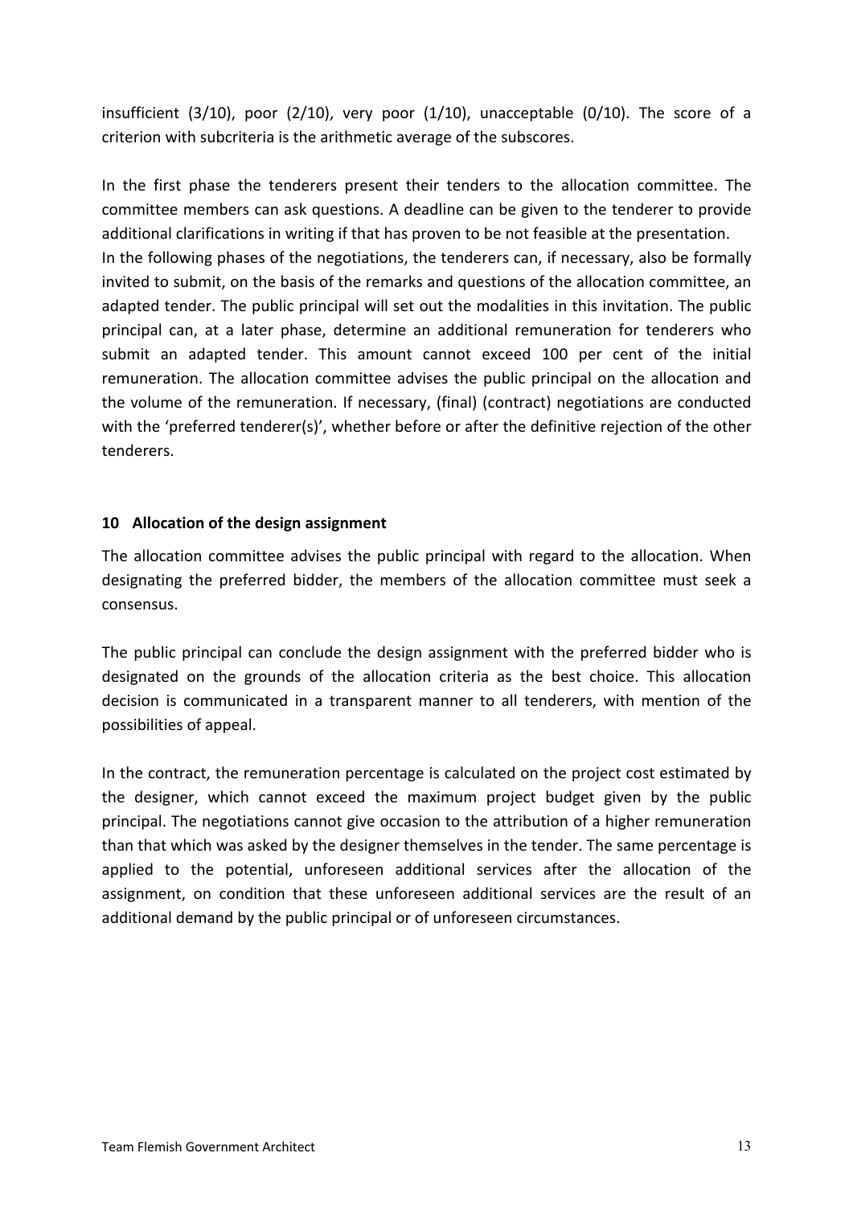insufficient (3/10), poor (2/10), very poor (1/10), unacceptable (0/10). The score of a criterion with subcriteria is the arithmetic average of the subscores.

In the first phase the tenderers present their tenders to the allocation committee. The committee members can ask questions. A deadline can be given to the tenderer to provide additional clarifications in writing if that has proven to be not feasible at the presentation.
In the following phases of the negotiations, the tenderers can, if necessary, also be formally invited to submit, on the basis of the remarks and questions of the allocation committee, an adapted tender. The public principal will set out the modalities in this invitation. The public principal can, at a later phase, determine an additional remuneration for tenderers who submit an adapted tender. This amount cannot exceed 100 per cent of the initial remuneration. The allocation committee advises the public principal on the allocation and the volume of the remuneration. If necessary, (final) (contract) negotiations are conducted with the 'preferred tenderer(s)', whether before or after the definitive rejection of the other tenderers.

## 10 Allocation of the design assignment

The allocation committee advises the public principal with regard to the allocation. When designating the preferred bidder, the members of the allocation committee must seek a consensus.

The public principal can conclude the design assignment with the preferred bidder who is designated on the grounds of the allocation criteria as the best choice. This allocation decision is communicated in a transparent manner to all tenderers, with mention of the possibilities of appeal.

In the contract, the remuneration percentage is calculated on the project cost estimated by the designer, which cannot exceed the maximum project budget given by the public principal. The negotiations cannot give occasion to the attribution of a higher remuneration than that which was asked by the designer themselves in the tender. The same percentage is applied to the potential, unforeseen additional services after the allocation of the assignment, on condition that these unforeseen additional services are the result of an additional demand by the public principal or of unforeseen circumstances.